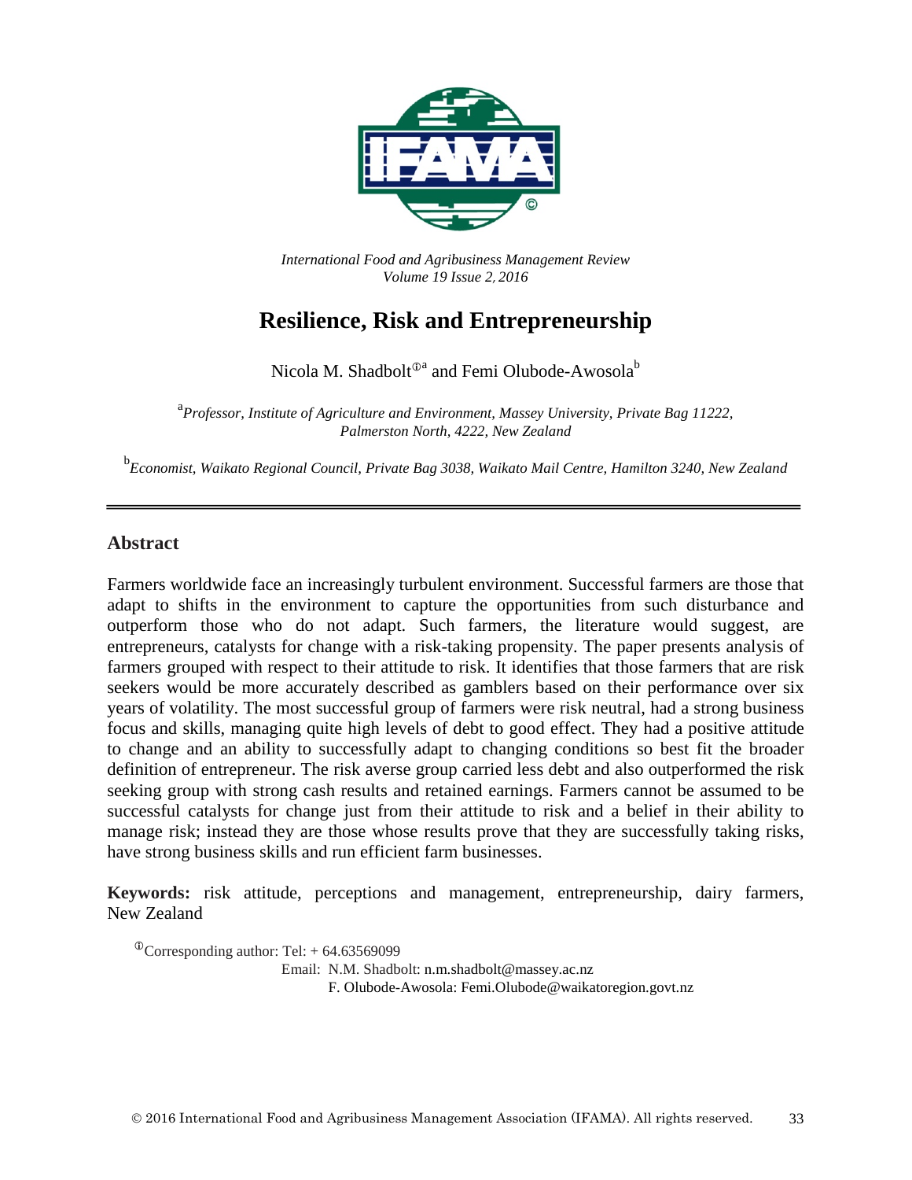*International Food and Agribusiness Management Review*
*Volume 19 Issue 2, 2016*

# Resilience, Risk and Entrepreneurship

Nicola M. Shadbolt[ⓘa] and Femi Olubode-Awosola[b]

[a]*Professor, Institute of Agriculture and Environment, Massey University, Private Bag 11222, Palmerston North, 4222, New Zealand*

[b]*Economist, Waikato Regional Council, Private Bag 3038, Waikato Mail Centre, Hamilton 3240, New Zealand*

---

## Abstract

Farmers worldwide face an increasingly turbulent environment. Successful farmers are those that adapt to shifts in the environment to capture the opportunities from such disturbance and outperform those who do not adapt. Such farmers, the literature would suggest, are entrepreneurs, catalysts for change with a risk-taking propensity. The paper presents analysis of farmers grouped with respect to their attitude to risk. It identifies that those farmers that are risk seekers would be more accurately described as gamblers based on their performance over six years of volatility. The most successful group of farmers were risk neutral, had a strong business focus and skills, managing quite high levels of debt to good effect. They had a positive attitude to change and an ability to successfully adapt to changing conditions so best fit the broader definition of entrepreneur. The risk averse group carried less debt and also outperformed the risk seeking group with strong cash results and retained earnings. Farmers cannot be assumed to be successful catalysts for change just from their attitude to risk and a belief in their ability to manage risk; instead they are those whose results prove that they are successfully taking risks, have strong business skills and run efficient farm businesses.

**Keywords:** risk attitude, perceptions and management, entrepreneurship, dairy farmers, New Zealand

ⓘCorresponding author: Tel: + 64.63569099
Email: N.M. Shadbolt: n.m.shadbolt@massey.ac.nz
F. Olubode-Awosola: Femi.Olubode@waikatoregion.govt.nz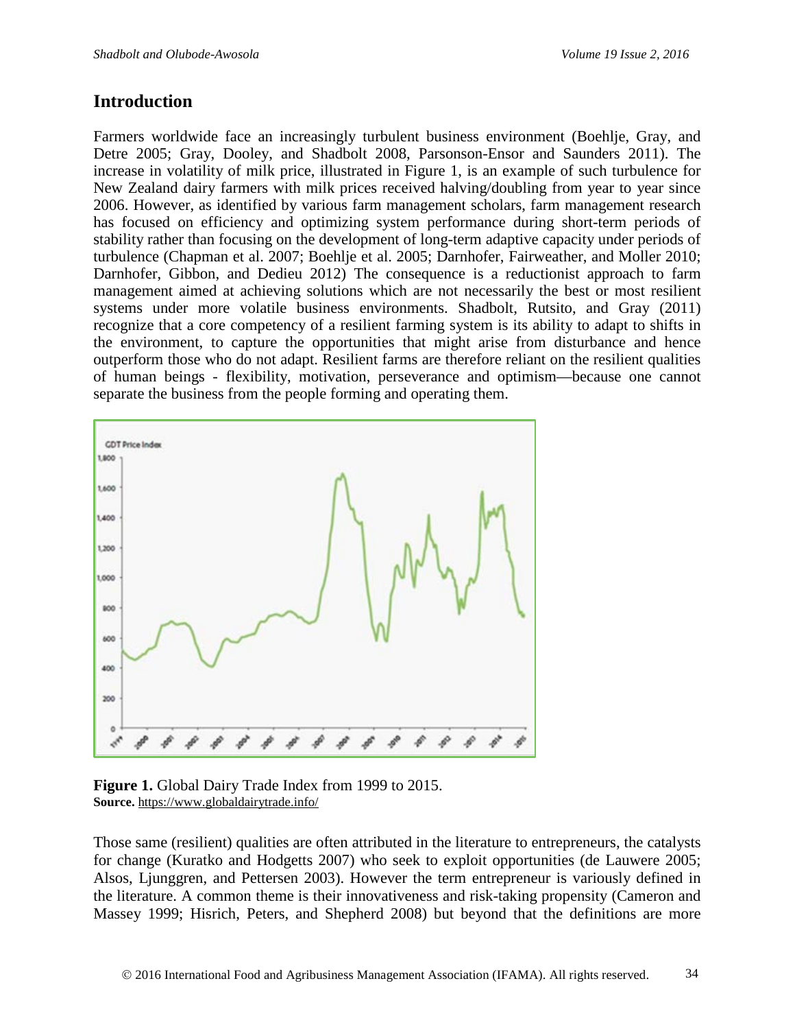## Introduction

Farmers worldwide face an increasingly turbulent business environment (Boehlje, Gray, and Detre 2005; Gray, Dooley, and Shadbolt 2008, Parsonson-Ensor and Saunders 2011). The increase in volatility of milk price, illustrated in Figure 1, is an example of such turbulence for New Zealand dairy farmers with milk prices received halving/doubling from year to year since 2006. However, as identified by various farm management scholars, farm management research has focused on efficiency and optimizing system performance during short-term periods of stability rather than focusing on the development of long-term adaptive capacity under periods of turbulence (Chapman et al. 2007; Boehlje et al. 2005; Darnhofer, Fairweather, and Moller 2010; Darnhofer, Gibbon, and Dedieu 2012) The consequence is a reductionist approach to farm management aimed at achieving solutions which are not necessarily the best or most resilient systems under more volatile business environments. Shadbolt, Rutsito, and Gray (2011) recognize that a core competency of a resilient farming system is its ability to adapt to shifts in the environment, to capture the opportunities that might arise from disturbance and hence outperform those who do not adapt. Resilient farms are therefore reliant on the resilient qualities of human beings - flexibility, motivation, perseverance and optimism—because one cannot separate the business from the people forming and operating them.

GDT Price Index

1,800
1,600
1,400
1,200
1,000
800
600
400
200
0

1999 2000 2001 2002 2003 2004 2005 2006 2007 2008 2009 2010 2011 2012 2013 2014 2015

**Figure 1.** Global Dairy Trade Index from 1999 to 2015.
**Source.** https://www.globaldairytrade.info/

Those same (resilient) qualities are often attributed in the literature to entrepreneurs, the catalysts for change (Kuratko and Hodgetts 2007) who seek to exploit opportunities (de Lauwere 2005; Alsos, Ljunggren, and Pettersen 2003). However the term entrepreneur is variously defined in the literature. A common theme is their innovativeness and risk-taking propensity (Cameron and Massey 1999; Hisrich, Peters, and Shepherd 2008) but beyond that the definitions are more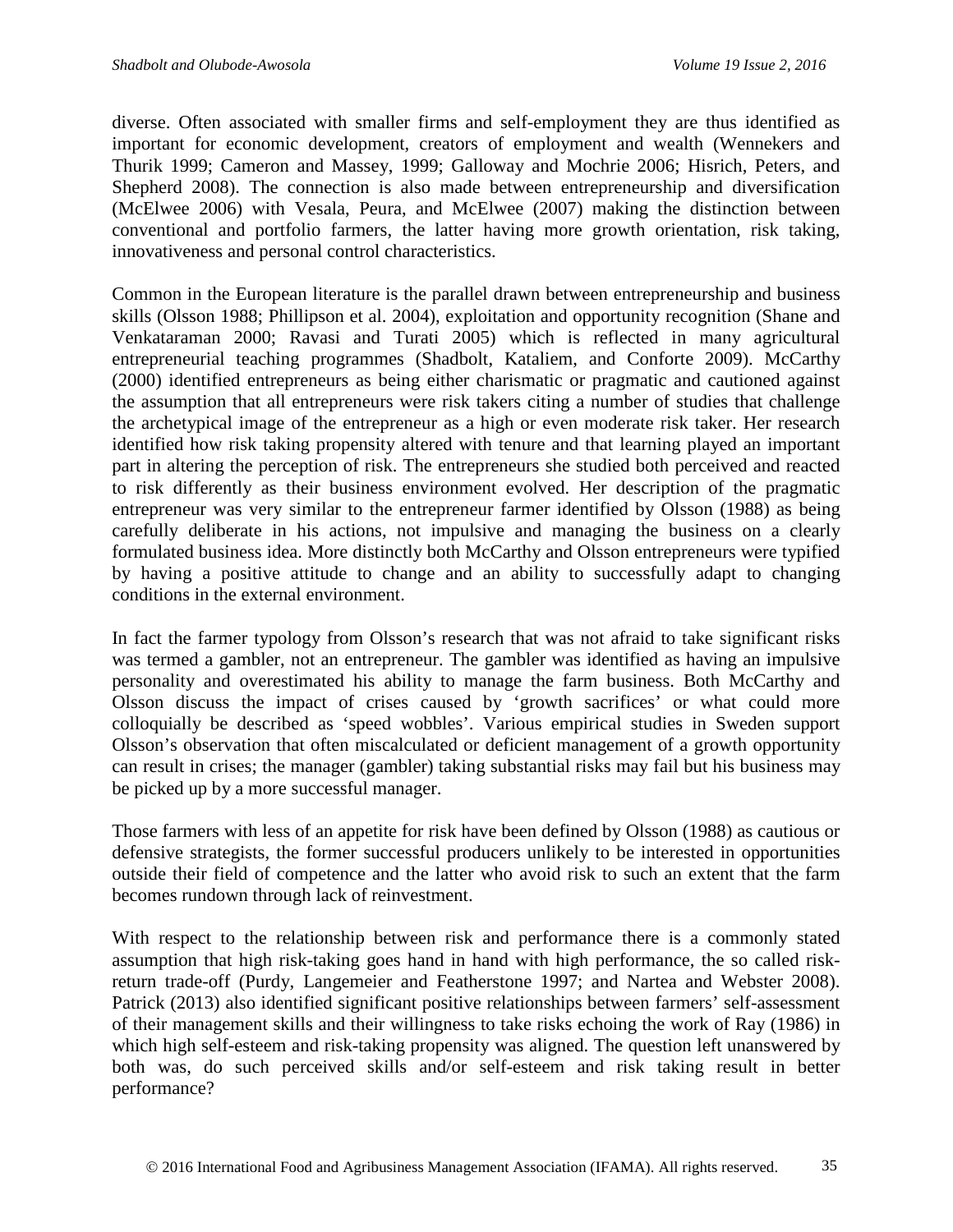diverse. Often associated with smaller firms and self-employment they are thus identified as important for economic development, creators of employment and wealth (Wennekers and Thurik 1999; Cameron and Massey, 1999; Galloway and Mochrie 2006; Hisrich, Peters, and Shepherd 2008). The connection is also made between entrepreneurship and diversification (McElwee 2006) with Vesala, Peura, and McElwee (2007) making the distinction between conventional and portfolio farmers, the latter having more growth orientation, risk taking, innovativeness and personal control characteristics.

Common in the European literature is the parallel drawn between entrepreneurship and business skills (Olsson 1988; Phillipson et al. 2004), exploitation and opportunity recognition (Shane and Venkataraman 2000; Ravasi and Turati 2005) which is reflected in many agricultural entrepreneurial teaching programmes (Shadbolt, Kataliem, and Conforte 2009). McCarthy (2000) identified entrepreneurs as being either charismatic or pragmatic and cautioned against the assumption that all entrepreneurs were risk takers citing a number of studies that challenge the archetypical image of the entrepreneur as a high or even moderate risk taker. Her research identified how risk taking propensity altered with tenure and that learning played an important part in altering the perception of risk. The entrepreneurs she studied both perceived and reacted to risk differently as their business environment evolved. Her description of the pragmatic entrepreneur was very similar to the entrepreneur farmer identified by Olsson (1988) as being carefully deliberate in his actions, not impulsive and managing the business on a clearly formulated business idea. More distinctly both McCarthy and Olsson entrepreneurs were typified by having a positive attitude to change and an ability to successfully adapt to changing conditions in the external environment.

In fact the farmer typology from Olsson's research that was not afraid to take significant risks was termed a gambler, not an entrepreneur. The gambler was identified as having an impulsive personality and overestimated his ability to manage the farm business. Both McCarthy and Olsson discuss the impact of crises caused by 'growth sacrifices' or what could more colloquially be described as 'speed wobbles'. Various empirical studies in Sweden support Olsson's observation that often miscalculated or deficient management of a growth opportunity can result in crises; the manager (gambler) taking substantial risks may fail but his business may be picked up by a more successful manager.

Those farmers with less of an appetite for risk have been defined by Olsson (1988) as cautious or defensive strategists, the former successful producers unlikely to be interested in opportunities outside their field of competence and the latter who avoid risk to such an extent that the farm becomes rundown through lack of reinvestment.

With respect to the relationship between risk and performance there is a commonly stated assumption that high risk-taking goes hand in hand with high performance, the so called risk-return trade-off (Purdy, Langemeier and Featherstone 1997; and Nartea and Webster 2008). Patrick (2013) also identified significant positive relationships between farmers' self-assessment of their management skills and their willingness to take risks echoing the work of Ray (1986) in which high self-esteem and risk-taking propensity was aligned. The question left unanswered by both was, do such perceived skills and/or self-esteem and risk taking result in better performance?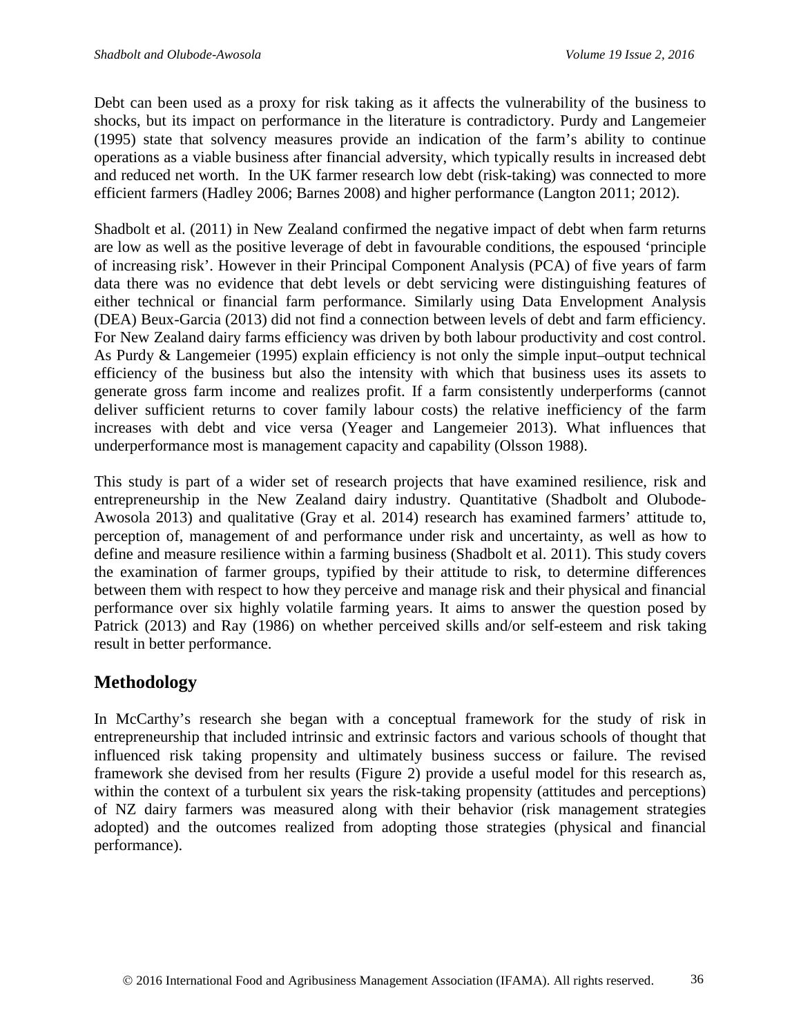Debt can been used as a proxy for risk taking as it affects the vulnerability of the business to shocks, but its impact on performance in the literature is contradictory. Purdy and Langemeier (1995) state that solvency measures provide an indication of the farm's ability to continue operations as a viable business after financial adversity, which typically results in increased debt and reduced net worth. In the UK farmer research low debt (risk-taking) was connected to more efficient farmers (Hadley 2006; Barnes 2008) and higher performance (Langton 2011; 2012).

Shadbolt et al. (2011) in New Zealand confirmed the negative impact of debt when farm returns are low as well as the positive leverage of debt in favourable conditions, the espoused 'principle of increasing risk'. However in their Principal Component Analysis (PCA) of five years of farm data there was no evidence that debt levels or debt servicing were distinguishing features of either technical or financial farm performance. Similarly using Data Envelopment Analysis (DEA) Beux-Garcia (2013) did not find a connection between levels of debt and farm efficiency. For New Zealand dairy farms efficiency was driven by both labour productivity and cost control. As Purdy & Langemeier (1995) explain efficiency is not only the simple input–output technical efficiency of the business but also the intensity with which that business uses its assets to generate gross farm income and realizes profit. If a farm consistently underperforms (cannot deliver sufficient returns to cover family labour costs) the relative inefficiency of the farm increases with debt and vice versa (Yeager and Langemeier 2013). What influences that underperformance most is management capacity and capability (Olsson 1988).

This study is part of a wider set of research projects that have examined resilience, risk and entrepreneurship in the New Zealand dairy industry. Quantitative (Shadbolt and Olubode-Awosola 2013) and qualitative (Gray et al. 2014) research has examined farmers' attitude to, perception of, management of and performance under risk and uncertainty, as well as how to define and measure resilience within a farming business (Shadbolt et al. 2011). This study covers the examination of farmer groups, typified by their attitude to risk, to determine differences between them with respect to how they perceive and manage risk and their physical and financial performance over six highly volatile farming years. It aims to answer the question posed by Patrick (2013) and Ray (1986) on whether perceived skills and/or self-esteem and risk taking result in better performance.

## Methodology

In McCarthy's research she began with a conceptual framework for the study of risk in entrepreneurship that included intrinsic and extrinsic factors and various schools of thought that influenced risk taking propensity and ultimately business success or failure. The revised framework she devised from her results (Figure 2) provide a useful model for this research as, within the context of a turbulent six years the risk-taking propensity (attitudes and perceptions) of NZ dairy farmers was measured along with their behavior (risk management strategies adopted) and the outcomes realized from adopting those strategies (physical and financial performance).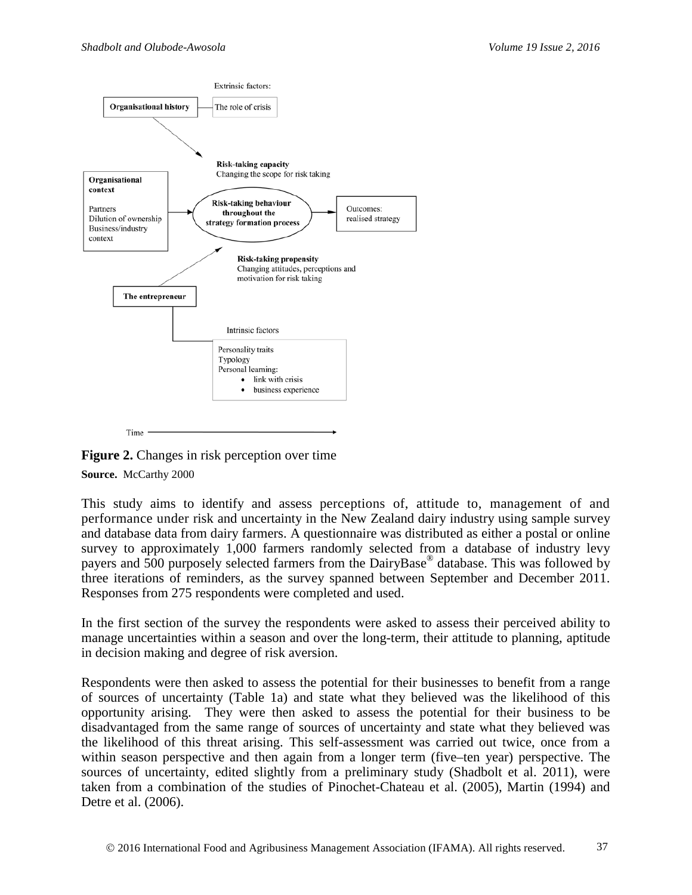Extrinsic factors:

Organisational history

The role of crisis

Risk-taking capacity

Changing the scope for risk taking

Organisational context

Partners

Dilution of ownership

Business/industry context

Risk-taking behaviour throughout the strategy formation process

Outcomes: realised strategy

Risk-taking propensity

Changing attitudes, perceptions and motivation for risk taking

The entrepreneur

Intrinsic factors

Personality traits

Typology

Personal learning:

- link with crisis
- business experience

Time

**Figure 2.** Changes in risk perception over time

**Source.** McCarthy 2000

This study aims to identify and assess perceptions of, attitude to, management of and performance under risk and uncertainty in the New Zealand dairy industry using sample survey and database data from dairy farmers. A questionnaire was distributed as either a postal or online survey to approximately 1,000 farmers randomly selected from a database of industry levy payers and 500 purposely selected farmers from the DairyBase® database. This was followed by three iterations of reminders, as the survey spanned between September and December 2011. Responses from 275 respondents were completed and used.

In the first section of the survey the respondents were asked to assess their perceived ability to manage uncertainties within a season and over the long-term, their attitude to planning, aptitude in decision making and degree of risk aversion.

Respondents were then asked to assess the potential for their businesses to benefit from a range of sources of uncertainty (Table 1a) and state what they believed was the likelihood of this opportunity arising. They were then asked to assess the potential for their business to be disadvantaged from the same range of sources of uncertainty and state what they believed was the likelihood of this threat arising. This self-assessment was carried out twice, once from a within season perspective and then again from a longer term (five–ten year) perspective. The sources of uncertainty, edited slightly from a preliminary study (Shadbolt et al. 2011), were taken from a combination of the studies of Pinochet-Chateau et al. (2005), Martin (1994) and Detre et al. (2006).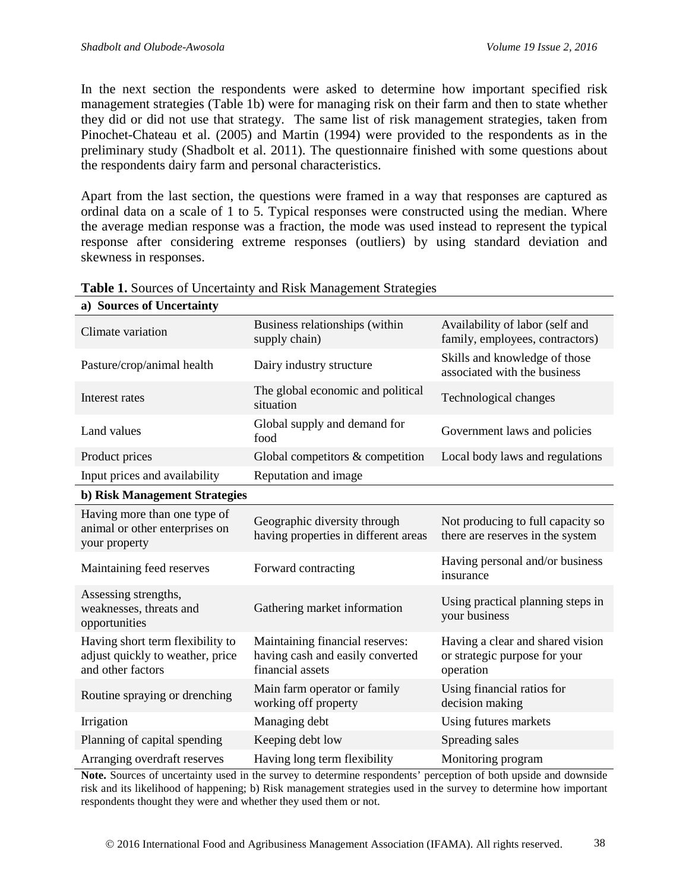In the next section the respondents were asked to determine how important specified risk management strategies (Table 1b) were for managing risk on their farm and then to state whether they did or did not use that strategy. The same list of risk management strategies, taken from Pinochet-Chateau et al. (2005) and Martin (1994) were provided to the respondents as in the preliminary study (Shadbolt et al. 2011). The questionnaire finished with some questions about the respondents dairy farm and personal characteristics.

Apart from the last section, the questions were framed in a way that responses are captured as ordinal data on a scale of 1 to 5. Typical responses were constructed using the median. Where the average median response was a fraction, the mode was used instead to represent the typical response after considering extreme responses (outliers) by using standard deviation and skewness in responses.

**Table 1.** Sources of Uncertainty and Risk Management Strategies

| | | |
|---|---|---|
| **a) Sources of Uncertainty** | | |
| Climate variation | Business relationships (within supply chain) | Availability of labor (self and family, employees, contractors) |
| Pasture/crop/animal health | Dairy industry structure | Skills and knowledge of those associated with the business |
| Interest rates | The global economic and political situation | Technological changes |
| Land values | Global supply and demand for food | Government laws and policies |
| Product prices | Global competitors & competition | Local body laws and regulations |
| Input prices and availability | Reputation and image | |
| **b) Risk Management Strategies** | | |
| Having more than one type of animal or other enterprises on your property | Geographic diversity through having properties in different areas | Not producing to full capacity so there are reserves in the system |
| Maintaining feed reserves | Forward contracting | Having personal and/or business insurance |
| Assessing strengths, weaknesses, threats and opportunities | Gathering market information | Using practical planning steps in your business |
| Having short term flexibility to adjust quickly to weather, price and other factors | Maintaining financial reserves: having cash and easily converted financial assets | Having a clear and shared vision or strategic purpose for your operation |
| Routine spraying or drenching | Main farm operator or family working off property | Using financial ratios for decision making |
| Irrigation | Managing debt | Using futures markets |
| Planning of capital spending | Keeping debt low | Spreading sales |
| Arranging overdraft reserves | Having long term flexibility | Monitoring program |

**Note.** Sources of uncertainty used in the survey to determine respondents' perception of both upside and downside risk and its likelihood of happening; b) Risk management strategies used in the survey to determine how important respondents thought they were and whether they used them or not.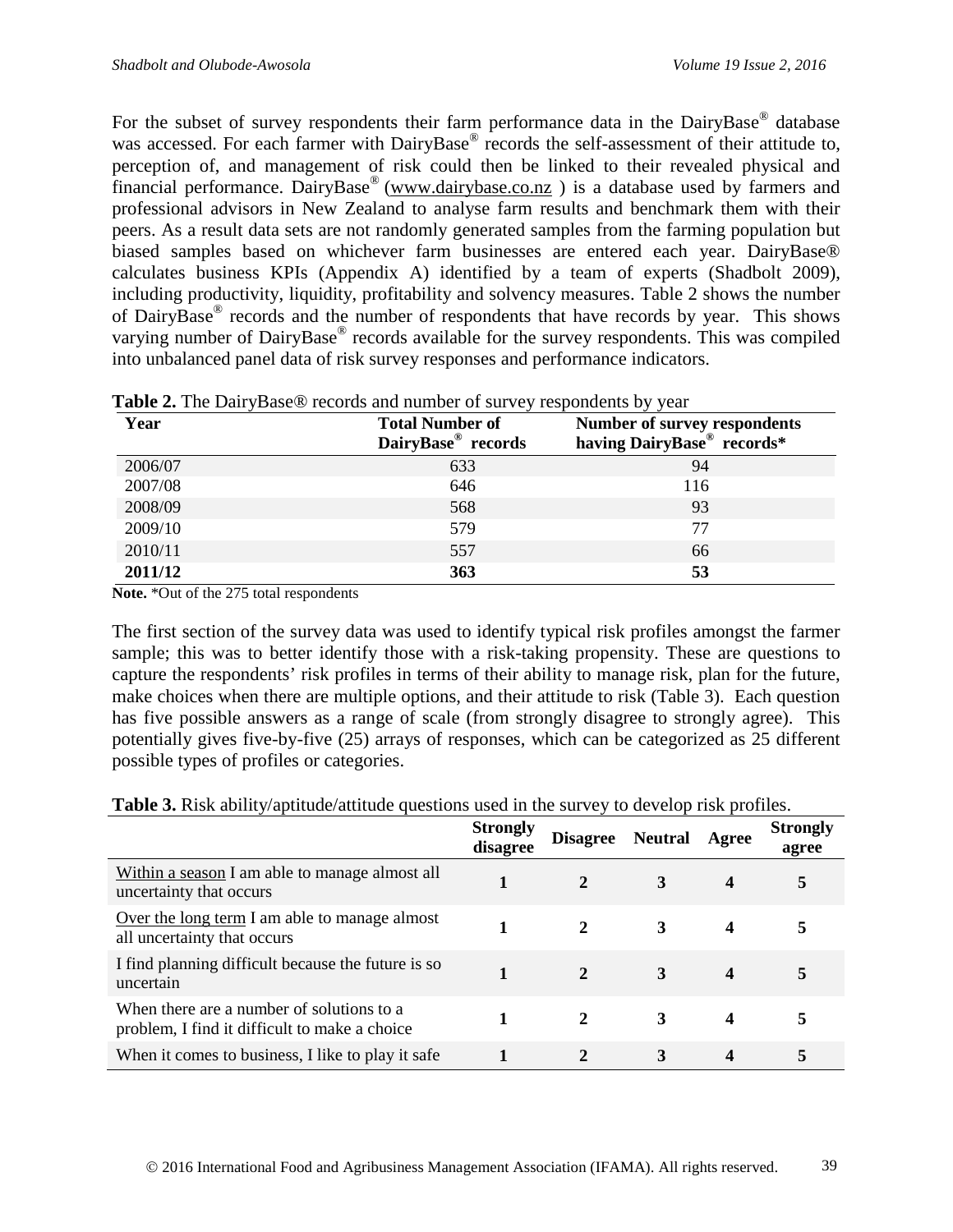For the subset of survey respondents their farm performance data in the DairyBase® database was accessed. For each farmer with DairyBase® records the self-assessment of their attitude to, perception of, and management of risk could then be linked to their revealed physical and financial performance. DairyBase® (www.dairybase.co.nz ) is a database used by farmers and professional advisors in New Zealand to analyse farm results and benchmark them with their peers. As a result data sets are not randomly generated samples from the farming population but biased samples based on whichever farm businesses are entered each year. DairyBase® calculates business KPIs (Appendix A) identified by a team of experts (Shadbolt 2009), including productivity, liquidity, profitability and solvency measures. Table 2 shows the number of DairyBase® records and the number of respondents that have records by year. This shows varying number of DairyBase® records available for the survey respondents. This was compiled into unbalanced panel data of risk survey responses and performance indicators.

**Table 2.** The DairyBase® records and number of survey respondents by year

| Year | Total Number of DairyBase® records | Number of survey respondents having DairyBase® records* |
|---|---|---|
| 2006/07 | 633 | 94 |
| 2007/08 | 646 | 116 |
| 2008/09 | 568 | 93 |
| 2009/10 | 579 | 77 |
| 2010/11 | 557 | 66 |
| **2011/12** | **363** | **53** |

**Note.** *Out of the 275 total respondents

The first section of the survey data was used to identify typical risk profiles amongst the farmer sample; this was to better identify those with a risk-taking propensity. These are questions to capture the respondents' risk profiles in terms of their ability to manage risk, plan for the future, make choices when there are multiple options, and their attitude to risk (Table 3). Each question has five possible answers as a range of scale (from strongly disagree to strongly agree). This potentially gives five-by-five (25) arrays of responses, which can be categorized as 25 different possible types of profiles or categories.

**Table 3.** Risk ability/aptitude/attitude questions used in the survey to develop risk profiles.

| | Strongly disagree | Disagree | Neutral | Agree | Strongly agree |
|---|---|---|---|---|---|
| Within a season I am able to manage almost all uncertainty that occurs | 1 | 2 | 3 | 4 | 5 |
| Over the long term I am able to manage almost all uncertainty that occurs | 1 | 2 | 3 | 4 | 5 |
| I find planning difficult because the future is so uncertain | 1 | 2 | 3 | 4 | 5 |
| When there are a number of solutions to a problem, I find it difficult to make a choice | 1 | 2 | 3 | 4 | 5 |
| When it comes to business, I like to play it safe | 1 | 2 | 3 | 4 | 5 |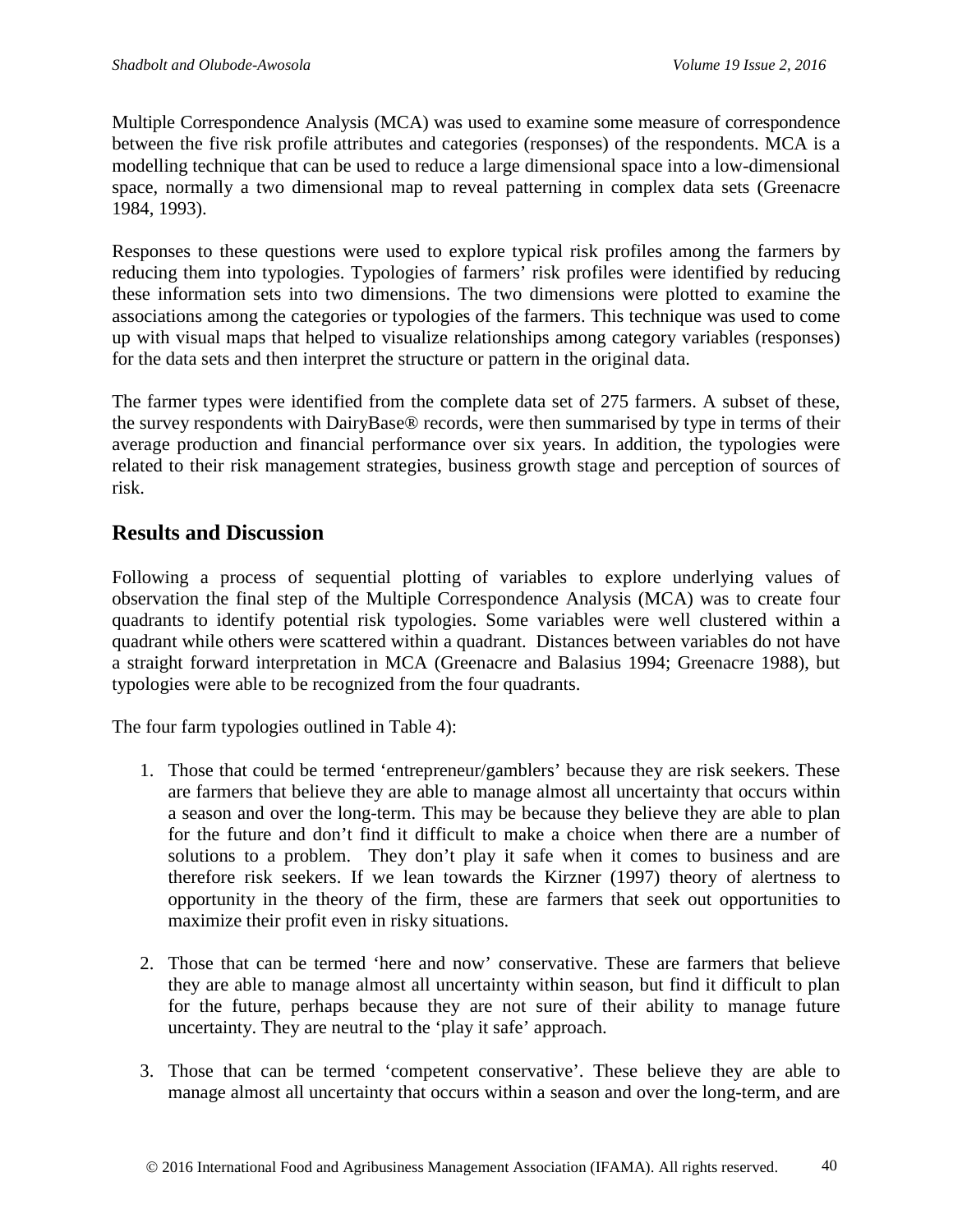Multiple Correspondence Analysis (MCA) was used to examine some measure of correspondence between the five risk profile attributes and categories (responses) of the respondents. MCA is a modelling technique that can be used to reduce a large dimensional space into a low-dimensional space, normally a two dimensional map to reveal patterning in complex data sets (Greenacre 1984, 1993).

Responses to these questions were used to explore typical risk profiles among the farmers by reducing them into typologies. Typologies of farmers' risk profiles were identified by reducing these information sets into two dimensions. The two dimensions were plotted to examine the associations among the categories or typologies of the farmers. This technique was used to come up with visual maps that helped to visualize relationships among category variables (responses) for the data sets and then interpret the structure or pattern in the original data.

The farmer types were identified from the complete data set of 275 farmers. A subset of these, the survey respondents with DairyBase® records, were then summarised by type in terms of their average production and financial performance over six years. In addition, the typologies were related to their risk management strategies, business growth stage and perception of sources of risk.

## Results and Discussion

Following a process of sequential plotting of variables to explore underlying values of observation the final step of the Multiple Correspondence Analysis (MCA) was to create four quadrants to identify potential risk typologies. Some variables were well clustered within a quadrant while others were scattered within a quadrant. Distances between variables do not have a straight forward interpretation in MCA (Greenacre and Balasius 1994; Greenacre 1988), but typologies were able to be recognized from the four quadrants.

The four farm typologies outlined in Table 4):

1. Those that could be termed 'entrepreneur/gamblers' because they are risk seekers. These are farmers that believe they are able to manage almost all uncertainty that occurs within a season and over the long-term. This may be because they believe they are able to plan for the future and don't find it difficult to make a choice when there are a number of solutions to a problem. They don't play it safe when it comes to business and are therefore risk seekers. If we lean towards the Kirzner (1997) theory of alertness to opportunity in the theory of the firm, these are farmers that seek out opportunities to maximize their profit even in risky situations.

2. Those that can be termed 'here and now' conservative. These are farmers that believe they are able to manage almost all uncertainty within season, but find it difficult to plan for the future, perhaps because they are not sure of their ability to manage future uncertainty. They are neutral to the 'play it safe' approach.

3. Those that can be termed 'competent conservative'. These believe they are able to manage almost all uncertainty that occurs within a season and over the long-term, and are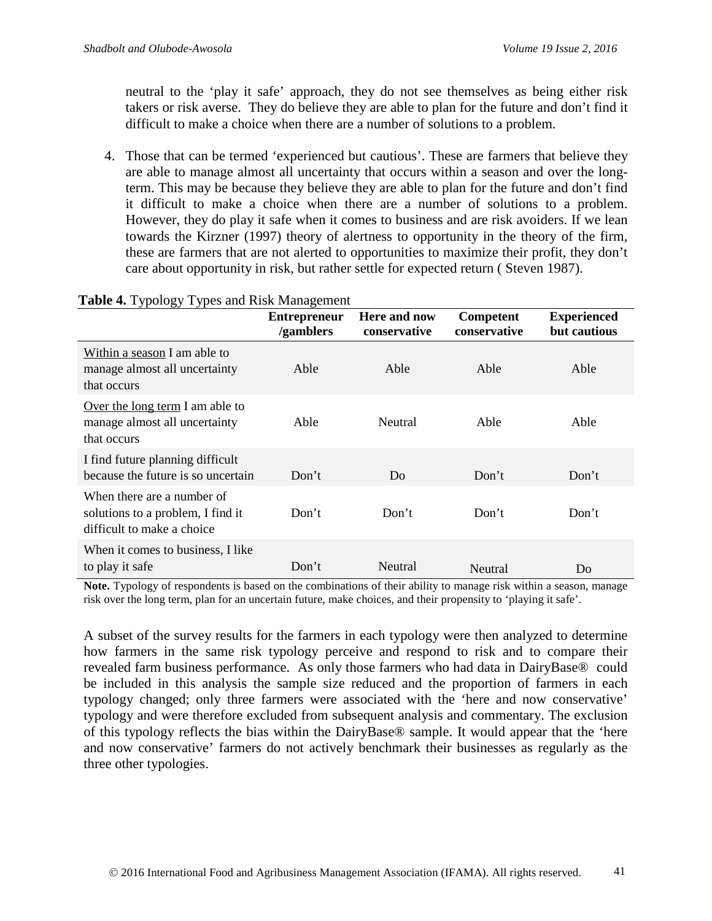neutral to the 'play it safe' approach, they do not see themselves as being either risk takers or risk averse. They do believe they are able to plan for the future and don't find it difficult to make a choice when there are a number of solutions to a problem.

4. Those that can be termed 'experienced but cautious'. These are farmers that believe they are able to manage almost all uncertainty that occurs within a season and over the long-term. This may be because they believe they are able to plan for the future and don't find it difficult to make a choice when there are a number of solutions to a problem. However, they do play it safe when it comes to business and are risk avoiders. If we lean towards the Kirzner (1997) theory of alertness to opportunity in the theory of the firm, these are farmers that are not alerted to opportunities to maximize their profit, they don't care about opportunity in risk, but rather settle for expected return ( Steven 1987).

**Table 4.** Typology Types and Risk Management

| | Entrepreneur /gamblers | Here and now conservative | Competent conservative | Experienced but cautious |
|---|---|---|---|---|
| Within a season I am able to manage almost all uncertainty that occurs | Able | Able | Able | Able |
| Over the long term I am able to manage almost all uncertainty that occurs | Able | Neutral | Able | Able |
| I find future planning difficult because the future is so uncertain | Don't | Do | Don't | Don't |
| When there are a number of solutions to a problem, I find it difficult to make a choice | Don't | Don't | Don't | Don't |
| When it comes to business, I like to play it safe | Don't | Neutral | Neutral | Do |

**Note.** Typology of respondents is based on the combinations of their ability to manage risk within a season, manage risk over the long term, plan for an uncertain future, make choices, and their propensity to 'playing it safe'.

A subset of the survey results for the farmers in each typology were then analyzed to determine how farmers in the same risk typology perceive and respond to risk and to compare their revealed farm business performance. As only those farmers who had data in DairyBase® could be included in this analysis the sample size reduced and the proportion of farmers in each typology changed; only three farmers were associated with the 'here and now conservative' typology and were therefore excluded from subsequent analysis and commentary. The exclusion of this typology reflects the bias within the DairyBase® sample. It would appear that the 'here and now conservative' farmers do not actively benchmark their businesses as regularly as the three other typologies.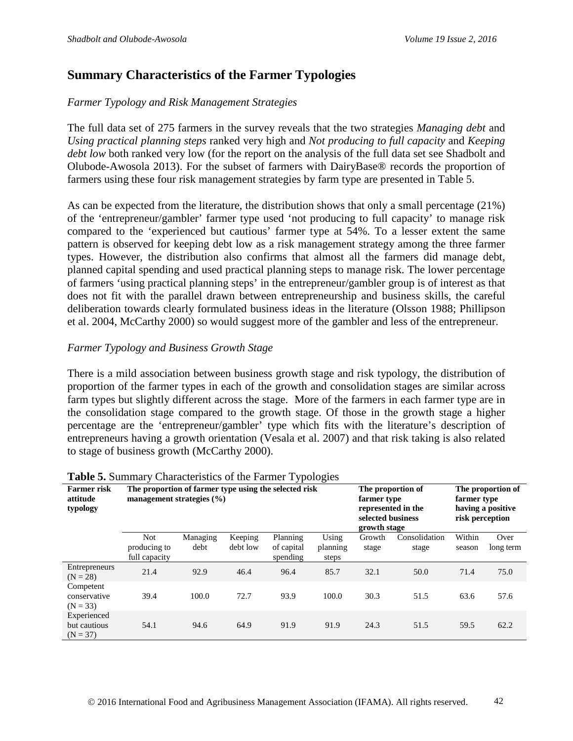## Summary Characteristics of the Farmer Typologies

*Farmer Typology and Risk Management Strategies*

The full data set of 275 farmers in the survey reveals that the two strategies *Managing debt* and *Using practical planning steps* ranked very high and *Not producing to full capacity* and *Keeping debt low* both ranked very low (for the report on the analysis of the full data set see Shadbolt and Olubode-Awosola 2013). For the subset of farmers with DairyBase® records the proportion of farmers using these four risk management strategies by farm type are presented in Table 5.

As can be expected from the literature, the distribution shows that only a small percentage (21%) of the 'entrepreneur/gambler' farmer type used 'not producing to full capacity' to manage risk compared to the 'experienced but cautious' farmer type at 54%. To a lesser extent the same pattern is observed for keeping debt low as a risk management strategy among the three farmer types. However, the distribution also confirms that almost all the farmers did manage debt, planned capital spending and used practical planning steps to manage risk. The lower percentage of farmers 'using practical planning steps' in the entrepreneur/gambler group is of interest as that does not fit with the parallel drawn between entrepreneurship and business skills, the careful deliberation towards clearly formulated business ideas in the literature (Olsson 1988; Phillipson et al. 2004, McCarthy 2000) so would suggest more of the gambler and less of the entrepreneur.

*Farmer Typology and Business Growth Stage*

There is a mild association between business growth stage and risk typology, the distribution of proportion of the farmer types in each of the growth and consolidation stages are similar across farm types but slightly different across the stage. More of the farmers in each farmer type are in the consolidation stage compared to the growth stage. Of those in the growth stage a higher percentage are the 'entrepreneur/gambler' type which fits with the literature's description of entrepreneurs having a growth orientation (Vesala et al. 2007) and that risk taking is also related to stage of business growth (McCarthy 2000).

**Table 5.** Summary Characteristics of the Farmer Typologies

| Farmer risk attitude typology | The proportion of farmer type using the selected risk management strategies (%) | | | | | The proportion of farmer type represented in the selected business growth stage | | The proportion of farmer type having a positive risk perception | |
|---|---|---|---|---|---|---|---|---|---|
| | Not producing to full capacity | Managing debt | Keeping debt low | Planning of capital spending | Using planning steps | Growth stage | Consolidation stage | Within season | Over long term |
| Entrepreneurs (N = 28) | 21.4 | 92.9 | 46.4 | 96.4 | 85.7 | 32.1 | 50.0 | 71.4 | 75.0 |
| Competent conservative (N = 33) | 39.4 | 100.0 | 72.7 | 93.9 | 100.0 | 30.3 | 51.5 | 63.6 | 57.6 |
| Experienced but cautious (N = 37) | 54.1 | 94.6 | 64.9 | 91.9 | 91.9 | 24.3 | 51.5 | 59.5 | 62.2 |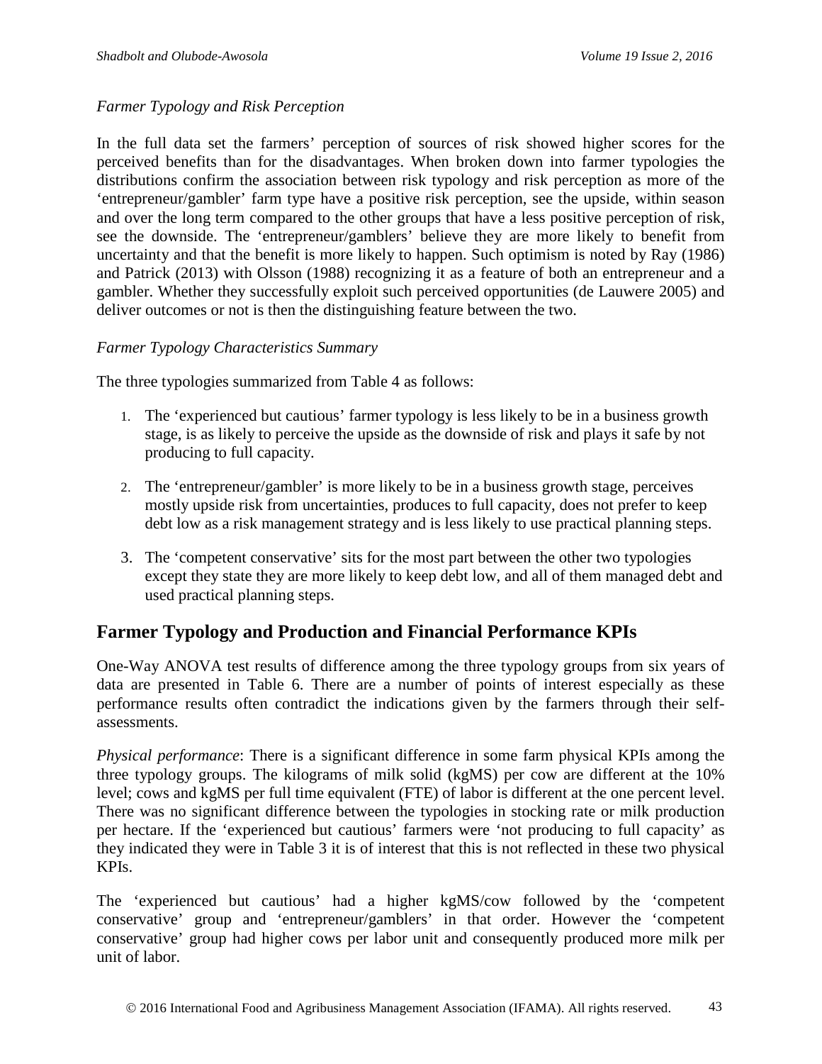*Farmer Typology and Risk Perception*

In the full data set the farmers' perception of sources of risk showed higher scores for the perceived benefits than for the disadvantages. When broken down into farmer typologies the distributions confirm the association between risk typology and risk perception as more of the 'entrepreneur/gambler' farm type have a positive risk perception, see the upside, within season and over the long term compared to the other groups that have a less positive perception of risk, see the downside. The 'entrepreneur/gamblers' believe they are more likely to benefit from uncertainty and that the benefit is more likely to happen. Such optimism is noted by Ray (1986) and Patrick (2013) with Olsson (1988) recognizing it as a feature of both an entrepreneur and a gambler. Whether they successfully exploit such perceived opportunities (de Lauwere 2005) and deliver outcomes or not is then the distinguishing feature between the two.

*Farmer Typology Characteristics Summary*

The three typologies summarized from Table 4 as follows:

1. The 'experienced but cautious' farmer typology is less likely to be in a business growth stage, is as likely to perceive the upside as the downside of risk and plays it safe by not producing to full capacity.

2. The 'entrepreneur/gambler' is more likely to be in a business growth stage, perceives mostly upside risk from uncertainties, produces to full capacity, does not prefer to keep debt low as a risk management strategy and is less likely to use practical planning steps.

3. The 'competent conservative' sits for the most part between the other two typologies except they state they are more likely to keep debt low, and all of them managed debt and used practical planning steps.

## Farmer Typology and Production and Financial Performance KPIs

One-Way ANOVA test results of difference among the three typology groups from six years of data are presented in Table 6. There are a number of points of interest especially as these performance results often contradict the indications given by the farmers through their self-assessments.

*Physical performance*: There is a significant difference in some farm physical KPIs among the three typology groups. The kilograms of milk solid (kgMS) per cow are different at the 10% level; cows and kgMS per full time equivalent (FTE) of labor is different at the one percent level. There was no significant difference between the typologies in stocking rate or milk production per hectare. If the 'experienced but cautious' farmers were 'not producing to full capacity' as they indicated they were in Table 3 it is of interest that this is not reflected in these two physical KPIs.

The 'experienced but cautious' had a higher kgMS/cow followed by the 'competent conservative' group and 'entrepreneur/gamblers' in that order. However the 'competent conservative' group had higher cows per labor unit and consequently produced more milk per unit of labor.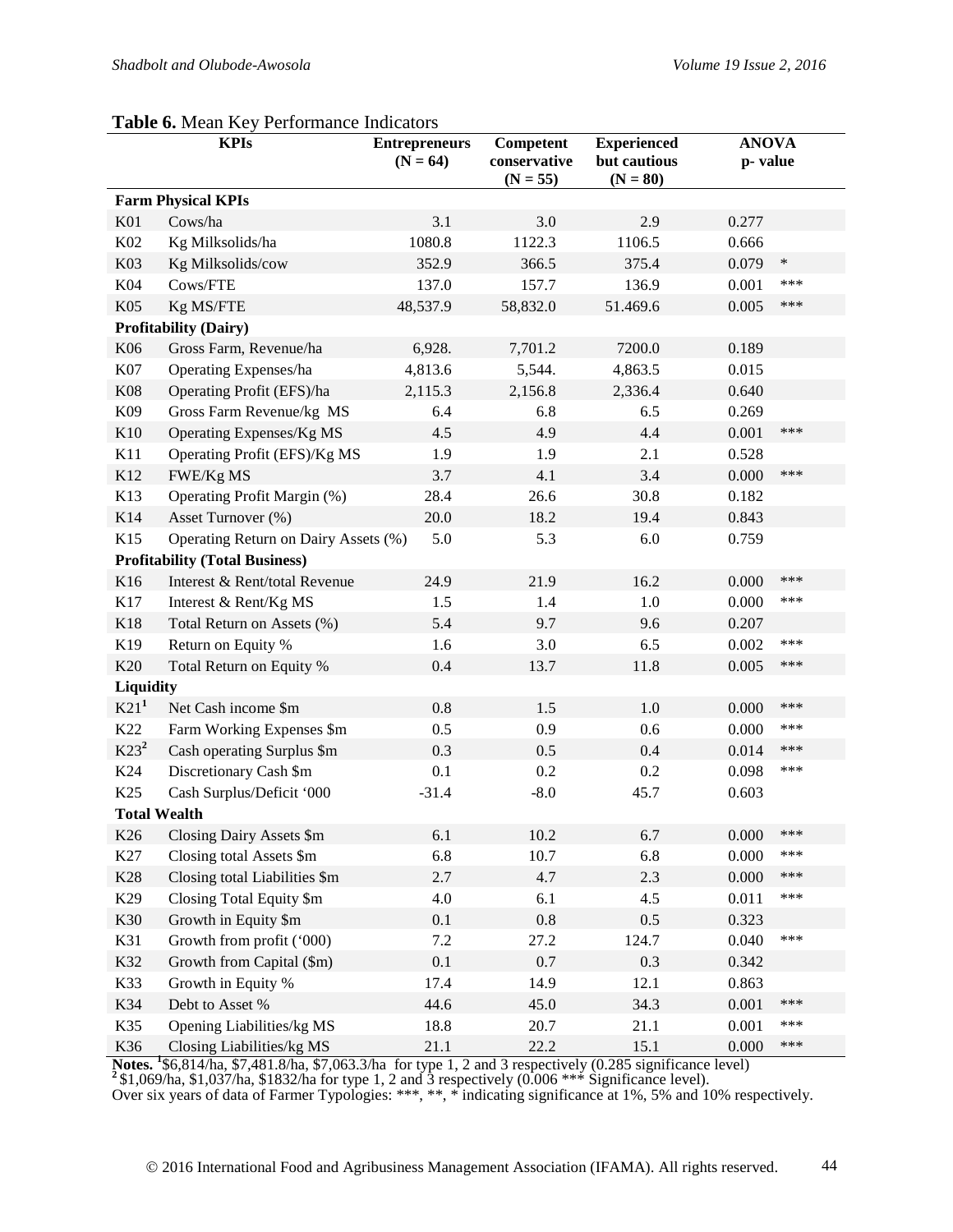**Table 6.** Mean Key Performance Indicators

| | KPIs | Entrepreneurs (N = 64) | Competent conservative (N = 55) | Experienced but cautious (N = 80) | ANOVA p- value | |
|---|---|---|---|---|---|---|
| **Farm Physical KPIs** | | | | | | |
| K01 | Cows/ha | 3.1 | 3.0 | 2.9 | 0.277 | |
| K02 | Kg Milksolids/ha | 1080.8 | 1122.3 | 1106.5 | 0.666 | |
| K03 | Kg Milksolids/cow | 352.9 | 366.5 | 375.4 | 0.079 | * |
| K04 | Cows/FTE | 137.0 | 157.7 | 136.9 | 0.001 | *** |
| K05 | Kg MS/FTE | 48,537.9 | 58,832.0 | 51.469.6 | 0.005 | *** |
| **Profitability (Dairy)** | | | | | | |
| K06 | Gross Farm, Revenue/ha | 6,928. | 7,701.2 | 7200.0 | 0.189 | |
| K07 | Operating Expenses/ha | 4,813.6 | 5,544. | 4,863.5 | 0.015 | |
| K08 | Operating Profit (EFS)/ha | 2,115.3 | 2,156.8 | 2,336.4 | 0.640 | |
| K09 | Gross Farm Revenue/kg MS | 6.4 | 6.8 | 6.5 | 0.269 | |
| K10 | Operating Expenses/Kg MS | 4.5 | 4.9 | 4.4 | 0.001 | *** |
| K11 | Operating Profit (EFS)/Kg MS | 1.9 | 1.9 | 2.1 | 0.528 | |
| K12 | FWE/Kg MS | 3.7 | 4.1 | 3.4 | 0.000 | *** |
| K13 | Operating Profit Margin (%) | 28.4 | 26.6 | 30.8 | 0.182 | |
| K14 | Asset Turnover (%) | 20.0 | 18.2 | 19.4 | 0.843 | |
| K15 | Operating Return on Dairy Assets (%) | 5.0 | 5.3 | 6.0 | 0.759 | |
| **Profitability (Total Business)** | | | | | | |
| K16 | Interest & Rent/total Revenue | 24.9 | 21.9 | 16.2 | 0.000 | *** |
| K17 | Interest & Rent/Kg MS | 1.5 | 1.4 | 1.0 | 0.000 | *** |
| K18 | Total Return on Assets (%) | 5.4 | 9.7 | 9.6 | 0.207 | |
| K19 | Return on Equity % | 1.6 | 3.0 | 6.5 | 0.002 | *** |
| K20 | Total Return on Equity % | 0.4 | 13.7 | 11.8 | 0.005 | *** |
| **Liquidity** | | | | | | |
| K21[1] | Net Cash income $m | 0.8 | 1.5 | 1.0 | 0.000 | *** |
| K22 | Farm Working Expenses $m | 0.5 | 0.9 | 0.6 | 0.000 | *** |
| K23[2] | Cash operating Surplus $m | 0.3 | 0.5 | 0.4 | 0.014 | *** |
| K24 | Discretionary Cash $m | 0.1 | 0.2 | 0.2 | 0.098 | *** |
| K25 | Cash Surplus/Deficit '000 | -31.4 | -8.0 | 45.7 | 0.603 | |
| **Total Wealth** | | | | | | |
| K26 | Closing Dairy Assets $m | 6.1 | 10.2 | 6.7 | 0.000 | *** |
| K27 | Closing total Assets $m | 6.8 | 10.7 | 6.8 | 0.000 | *** |
| K28 | Closing total Liabilities $m | 2.7 | 4.7 | 2.3 | 0.000 | *** |
| K29 | Closing Total Equity $m | 4.0 | 6.1 | 4.5 | 0.011 | *** |
| K30 | Growth in Equity $m | 0.1 | 0.8 | 0.5 | 0.323 | |
| K31 | Growth from profit ('000) | 7.2 | 27.2 | 124.7 | 0.040 | *** |
| K32 | Growth from Capital ($m) | 0.1 | 0.7 | 0.3 | 0.342 | |
| K33 | Growth in Equity % | 17.4 | 14.9 | 12.1 | 0.863 | |
| K34 | Debt to Asset % | 44.6 | 45.0 | 34.3 | 0.001 | *** |
| K35 | Opening Liabilities/kg MS | 18.8 | 20.7 | 21.1 | 0.001 | *** |
| K36 | Closing Liabilities/kg MS | 21.1 | 22.2 | 15.1 | 0.000 | *** |

**Notes.** [1] $6,814/ha, $7,481.8/ha, $7,063.3/ha for type 1, 2 and 3 respectively (0.285 significance level)
[2] $1,069/ha, $1,037/ha, $1832/ha for type 1, 2 and 3 respectively (0.006 *** Significance level).
Over six years of data of Farmer Typologies: ***, **, * indicating significance at 1%, 5% and 10% respectively.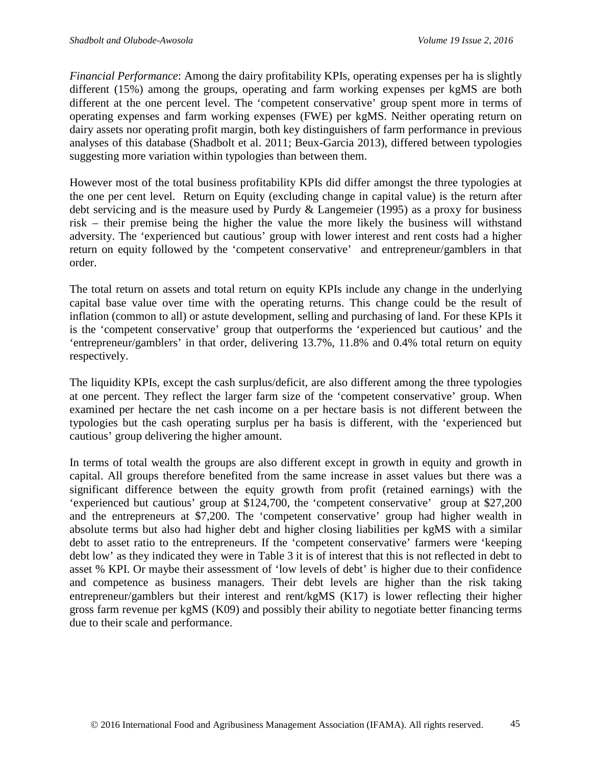*Financial Performance*: Among the dairy profitability KPIs, operating expenses per ha is slightly different (15%) among the groups, operating and farm working expenses per kgMS are both different at the one percent level. The 'competent conservative' group spent more in terms of operating expenses and farm working expenses (FWE) per kgMS. Neither operating return on dairy assets nor operating profit margin, both key distinguishers of farm performance in previous analyses of this database (Shadbolt et al. 2011; Beux-Garcia 2013), differed between typologies suggesting more variation within typologies than between them.

However most of the total business profitability KPIs did differ amongst the three typologies at the one per cent level. Return on Equity (excluding change in capital value) is the return after debt servicing and is the measure used by Purdy & Langemeier (1995) as a proxy for business risk – their premise being the higher the value the more likely the business will withstand adversity. The 'experienced but cautious' group with lower interest and rent costs had a higher return on equity followed by the 'competent conservative' and entrepreneur/gamblers in that order.

The total return on assets and total return on equity KPIs include any change in the underlying capital base value over time with the operating returns. This change could be the result of inflation (common to all) or astute development, selling and purchasing of land. For these KPIs it is the 'competent conservative' group that outperforms the 'experienced but cautious' and the 'entrepreneur/gamblers' in that order, delivering 13.7%, 11.8% and 0.4% total return on equity respectively.

The liquidity KPIs, except the cash surplus/deficit, are also different among the three typologies at one percent. They reflect the larger farm size of the 'competent conservative' group. When examined per hectare the net cash income on a per hectare basis is not different between the typologies but the cash operating surplus per ha basis is different, with the 'experienced but cautious' group delivering the higher amount.

In terms of total wealth the groups are also different except in growth in equity and growth in capital. All groups therefore benefited from the same increase in asset values but there was a significant difference between the equity growth from profit (retained earnings) with the 'experienced but cautious' group at $124,700, the 'competent conservative' group at $27,200 and the entrepreneurs at $7,200. The 'competent conservative' group had higher wealth in absolute terms but also had higher debt and higher closing liabilities per kgMS with a similar debt to asset ratio to the entrepreneurs. If the 'competent conservative' farmers were 'keeping debt low' as they indicated they were in Table 3 it is of interest that this is not reflected in debt to asset % KPI. Or maybe their assessment of 'low levels of debt' is higher due to their confidence and competence as business managers. Their debt levels are higher than the risk taking entrepreneur/gamblers but their interest and rent/kgMS (K17) is lower reflecting their higher gross farm revenue per kgMS (K09) and possibly their ability to negotiate better financing terms due to their scale and performance.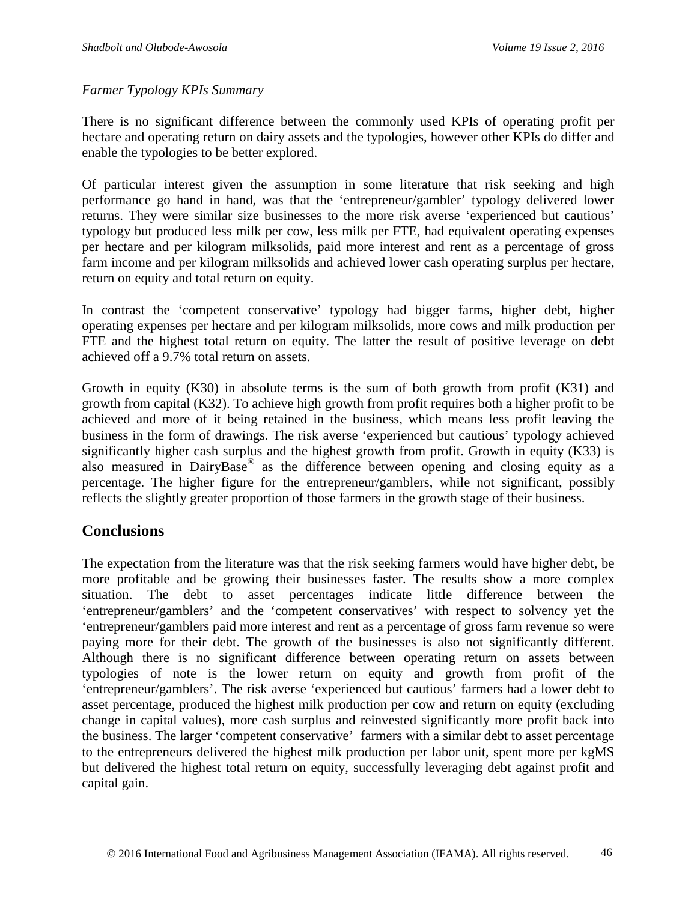*Farmer Typology KPIs Summary*

There is no significant difference between the commonly used KPIs of operating profit per hectare and operating return on dairy assets and the typologies, however other KPIs do differ and enable the typologies to be better explored.

Of particular interest given the assumption in some literature that risk seeking and high performance go hand in hand, was that the 'entrepreneur/gambler' typology delivered lower returns. They were similar size businesses to the more risk averse 'experienced but cautious' typology but produced less milk per cow, less milk per FTE, had equivalent operating expenses per hectare and per kilogram milksolids, paid more interest and rent as a percentage of gross farm income and per kilogram milksolids and achieved lower cash operating surplus per hectare, return on equity and total return on equity.

In contrast the 'competent conservative' typology had bigger farms, higher debt, higher operating expenses per hectare and per kilogram milksolids, more cows and milk production per FTE and the highest total return on equity. The latter the result of positive leverage on debt achieved off a 9.7% total return on assets.

Growth in equity (K30) in absolute terms is the sum of both growth from profit (K31) and growth from capital (K32). To achieve high growth from profit requires both a higher profit to be achieved and more of it being retained in the business, which means less profit leaving the business in the form of drawings. The risk averse 'experienced but cautious' typology achieved significantly higher cash surplus and the highest growth from profit. Growth in equity (K33) is also measured in DairyBase® as the difference between opening and closing equity as a percentage. The higher figure for the entrepreneur/gamblers, while not significant, possibly reflects the slightly greater proportion of those farmers in the growth stage of their business.

## Conclusions

The expectation from the literature was that the risk seeking farmers would have higher debt, be more profitable and be growing their businesses faster. The results show a more complex situation. The debt to asset percentages indicate little difference between the 'entrepreneur/gamblers' and the 'competent conservatives' with respect to solvency yet the 'entrepreneur/gamblers paid more interest and rent as a percentage of gross farm revenue so were paying more for their debt. The growth of the businesses is also not significantly different. Although there is no significant difference between operating return on assets between typologies of note is the lower return on equity and growth from profit of the 'entrepreneur/gamblers'. The risk averse 'experienced but cautious' farmers had a lower debt to asset percentage, produced the highest milk production per cow and return on equity (excluding change in capital values), more cash surplus and reinvested significantly more profit back into the business. The larger 'competent conservative' farmers with a similar debt to asset percentage to the entrepreneurs delivered the highest milk production per labor unit, spent more per kgMS but delivered the highest total return on equity, successfully leveraging debt against profit and capital gain.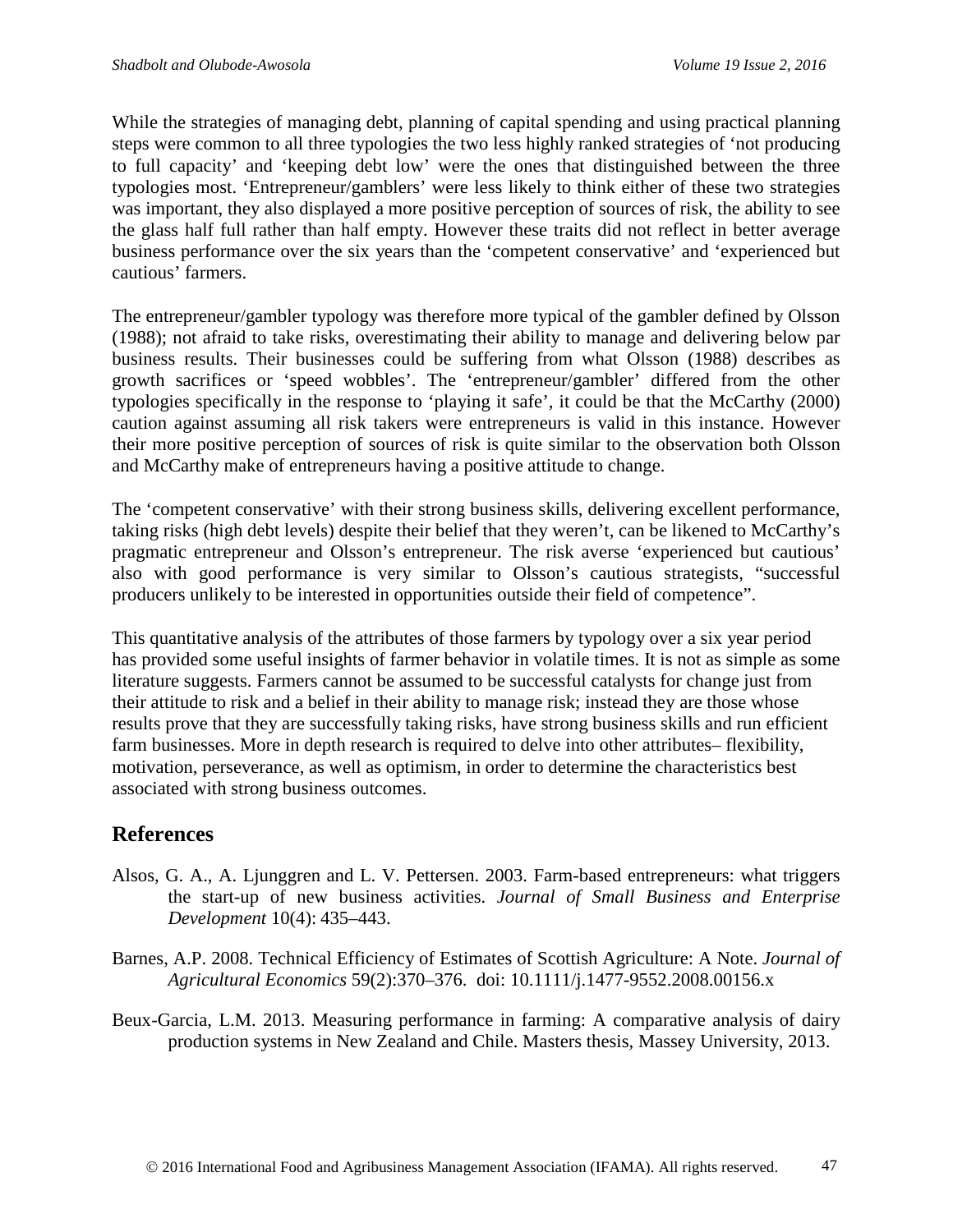While the strategies of managing debt, planning of capital spending and using practical planning steps were common to all three typologies the two less highly ranked strategies of 'not producing to full capacity' and 'keeping debt low' were the ones that distinguished between the three typologies most. 'Entrepreneur/gamblers' were less likely to think either of these two strategies was important, they also displayed a more positive perception of sources of risk, the ability to see the glass half full rather than half empty. However these traits did not reflect in better average business performance over the six years than the 'competent conservative' and 'experienced but cautious' farmers.

The entrepreneur/gambler typology was therefore more typical of the gambler defined by Olsson (1988); not afraid to take risks, overestimating their ability to manage and delivering below par business results. Their businesses could be suffering from what Olsson (1988) describes as growth sacrifices or 'speed wobbles'. The 'entrepreneur/gambler' differed from the other typologies specifically in the response to 'playing it safe', it could be that the McCarthy (2000) caution against assuming all risk takers were entrepreneurs is valid in this instance. However their more positive perception of sources of risk is quite similar to the observation both Olsson and McCarthy make of entrepreneurs having a positive attitude to change.

The 'competent conservative' with their strong business skills, delivering excellent performance, taking risks (high debt levels) despite their belief that they weren't, can be likened to McCarthy's pragmatic entrepreneur and Olsson's entrepreneur. The risk averse 'experienced but cautious' also with good performance is very similar to Olsson's cautious strategists, "successful producers unlikely to be interested in opportunities outside their field of competence".

This quantitative analysis of the attributes of those farmers by typology over a six year period has provided some useful insights of farmer behavior in volatile times. It is not as simple as some literature suggests. Farmers cannot be assumed to be successful catalysts for change just from their attitude to risk and a belief in their ability to manage risk; instead they are those whose results prove that they are successfully taking risks, have strong business skills and run efficient farm businesses. More in depth research is required to delve into other attributes– flexibility, motivation, perseverance, as well as optimism, in order to determine the characteristics best associated with strong business outcomes.

## References

Alsos, G. A., A. Ljunggren and L. V. Pettersen. 2003. Farm-based entrepreneurs: what triggers the start-up of new business activities. *Journal of Small Business and Enterprise Development* 10(4): 435–443.

Barnes, A.P. 2008. Technical Efficiency of Estimates of Scottish Agriculture: A Note. *Journal of Agricultural Economics* 59(2):370–376. doi: 10.1111/j.1477-9552.2008.00156.x

Beux-Garcia, L.M. 2013. Measuring performance in farming: A comparative analysis of dairy production systems in New Zealand and Chile. Masters thesis, Massey University, 2013.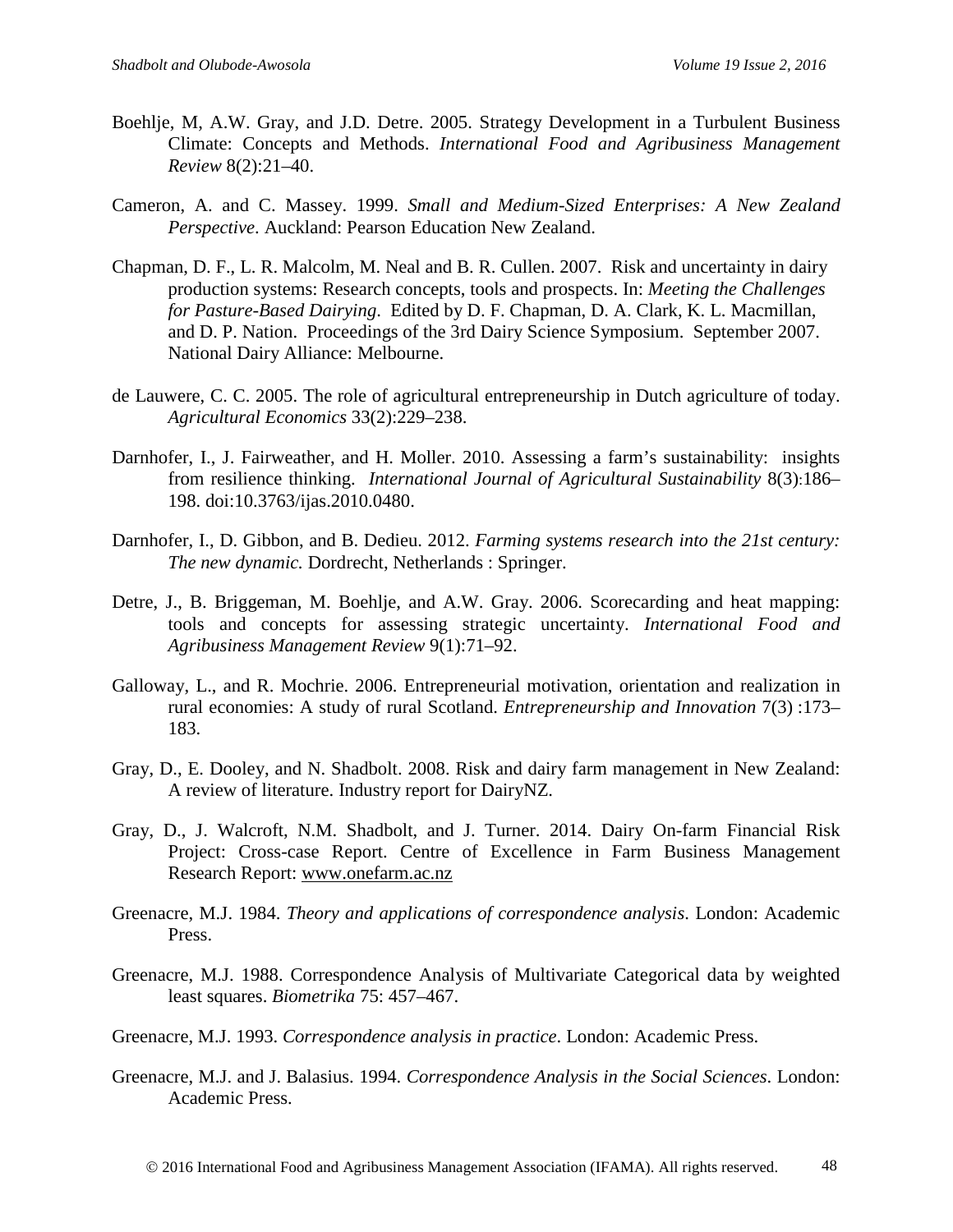Boehlje, M, A.W. Gray, and J.D. Detre. 2005. Strategy Development in a Turbulent Business Climate: Concepts and Methods. *International Food and Agribusiness Management Review* 8(2):21–40.

Cameron, A. and C. Massey. 1999. *Small and Medium-Sized Enterprises: A New Zealand Perspective*. Auckland: Pearson Education New Zealand.

Chapman, D. F., L. R. Malcolm, M. Neal and B. R. Cullen. 2007. Risk and uncertainty in dairy production systems: Research concepts, tools and prospects. In: *Meeting the Challenges for Pasture-Based Dairying*. Edited by D. F. Chapman, D. A. Clark, K. L. Macmillan, and D. P. Nation. Proceedings of the 3rd Dairy Science Symposium. September 2007. National Dairy Alliance: Melbourne.

de Lauwere, C. C. 2005. The role of agricultural entrepreneurship in Dutch agriculture of today. *Agricultural Economics* 33(2):229–238.

Darnhofer, I., J. Fairweather, and H. Moller. 2010. Assessing a farm's sustainability: insights from resilience thinking. *International Journal of Agricultural Sustainability* 8(3):186–198. doi:10.3763/ijas.2010.0480.

Darnhofer, I., D. Gibbon, and B. Dedieu. 2012. *Farming systems research into the 21st century: The new dynamic.* Dordrecht, Netherlands : Springer.

Detre, J., B. Briggeman, M. Boehlje, and A.W. Gray. 2006. Scorecarding and heat mapping: tools and concepts for assessing strategic uncertainty. *International Food and Agribusiness Management Review* 9(1):71–92.

Galloway, L., and R. Mochrie. 2006. Entrepreneurial motivation, orientation and realization in rural economies: A study of rural Scotland. *Entrepreneurship and Innovation* 7(3) :173–183.

Gray, D., E. Dooley, and N. Shadbolt. 2008. Risk and dairy farm management in New Zealand: A review of literature. Industry report for DairyNZ.

Gray, D., J. Walcroft, N.M. Shadbolt, and J. Turner. 2014. Dairy On-farm Financial Risk Project: Cross-case Report. Centre of Excellence in Farm Business Management Research Report: www.onefarm.ac.nz

Greenacre, M.J. 1984. *Theory and applications of correspondence analysis*. London: Academic Press.

Greenacre, M.J. 1988. Correspondence Analysis of Multivariate Categorical data by weighted least squares. *Biometrika* 75: 457–467.

Greenacre, M.J. 1993. *Correspondence analysis in practice*. London: Academic Press.

Greenacre, M.J. and J. Balasius. 1994. *Correspondence Analysis in the Social Sciences*. London: Academic Press.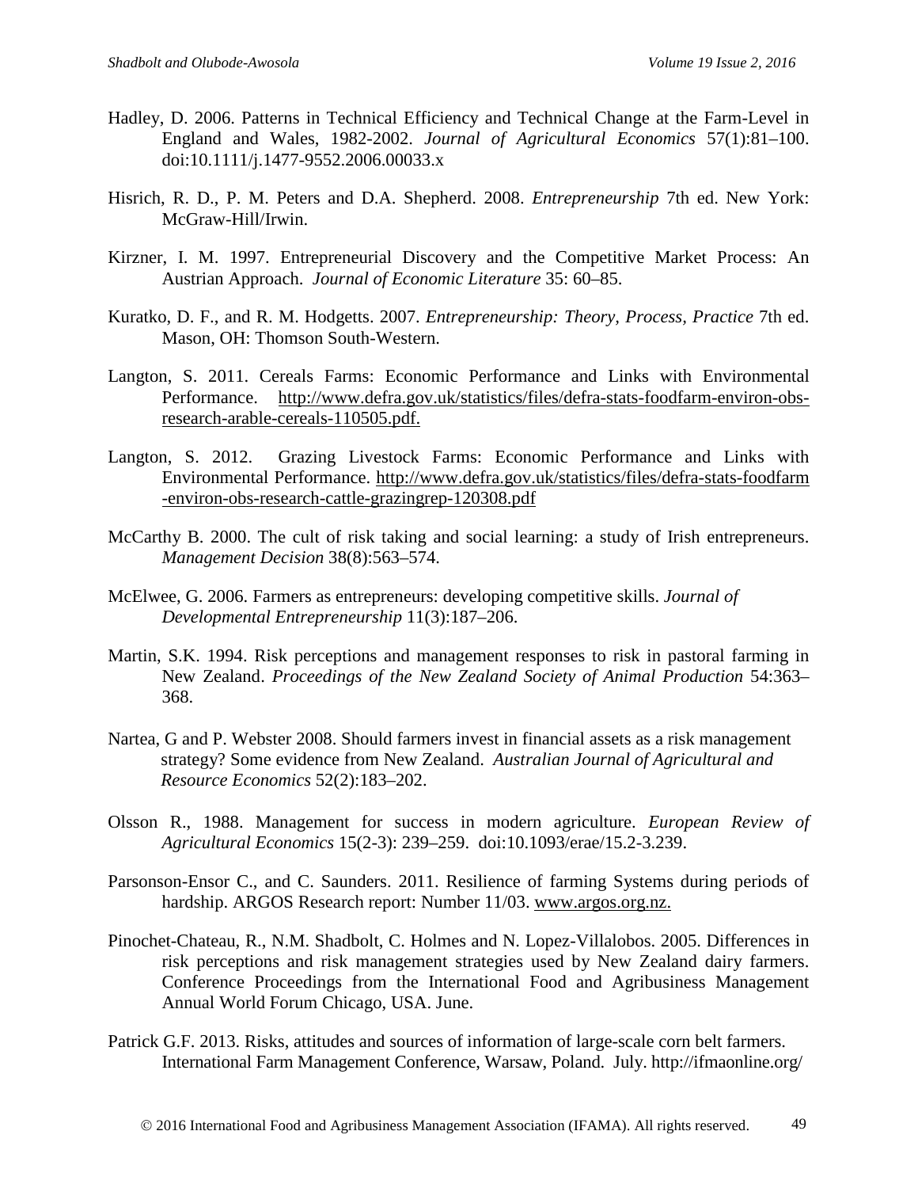Hadley, D. 2006. Patterns in Technical Efficiency and Technical Change at the Farm-Level in England and Wales, 1982-2002. *Journal of Agricultural Economics* 57(1):81–100. doi:10.1111/j.1477-9552.2006.00033.x

Hisrich, R. D., P. M. Peters and D.A. Shepherd. 2008. *Entrepreneurship* 7th ed. New York: McGraw-Hill/Irwin.

Kirzner, I. M. 1997. Entrepreneurial Discovery and the Competitive Market Process: An Austrian Approach. *Journal of Economic Literature* 35: 60–85.

Kuratko, D. F., and R. M. Hodgetts. 2007. *Entrepreneurship: Theory, Process, Practice* 7th ed. Mason, OH: Thomson South-Western.

Langton, S. 2011. Cereals Farms: Economic Performance and Links with Environmental Performance. http://www.defra.gov.uk/statistics/files/defra-stats-foodfarm-environ-obs-research-arable-cereals-110505.pdf.

Langton, S. 2012. Grazing Livestock Farms: Economic Performance and Links with Environmental Performance. http://www.defra.gov.uk/statistics/files/defra-stats-foodfarm-environ-obs-research-cattle-grazingrep-120308.pdf

McCarthy B. 2000. The cult of risk taking and social learning: a study of Irish entrepreneurs. *Management Decision* 38(8):563–574.

McElwee, G. 2006. Farmers as entrepreneurs: developing competitive skills. *Journal of Developmental Entrepreneurship* 11(3):187–206.

Martin, S.K. 1994. Risk perceptions and management responses to risk in pastoral farming in New Zealand. *Proceedings of the New Zealand Society of Animal Production* 54:363–368.

Nartea, G and P. Webster 2008. Should farmers invest in financial assets as a risk management strategy? Some evidence from New Zealand. *Australian Journal of Agricultural and Resource Economics* 52(2):183–202.

Olsson R., 1988. Management for success in modern agriculture. *European Review of Agricultural Economics* 15(2-3): 239–259. doi:10.1093/erae/15.2-3.239.

Parsonson-Ensor C., and C. Saunders. 2011. Resilience of farming Systems during periods of hardship. ARGOS Research report: Number 11/03. www.argos.org.nz.

Pinochet-Chateau, R., N.M. Shadbolt, C. Holmes and N. Lopez-Villalobos. 2005. Differences in risk perceptions and risk management strategies used by New Zealand dairy farmers. Conference Proceedings from the International Food and Agribusiness Management Annual World Forum Chicago, USA. June.

Patrick G.F. 2013. Risks, attitudes and sources of information of large-scale corn belt farmers. International Farm Management Conference, Warsaw, Poland. July. http://ifmaonline.org/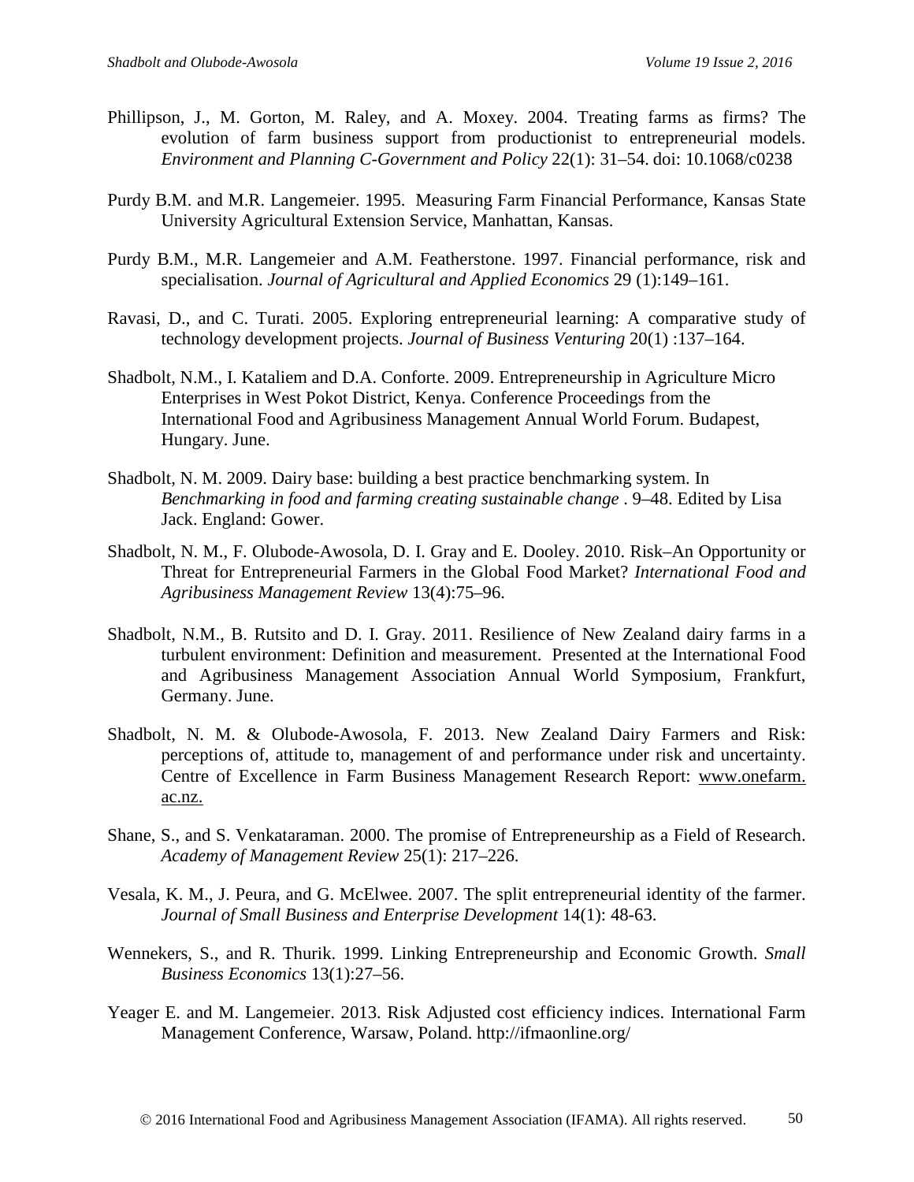Phillipson, J., M. Gorton, M. Raley, and A. Moxey. 2004. Treating farms as firms? The evolution of farm business support from productionist to entrepreneurial models. *Environment and Planning C-Government and Policy* 22(1): 31–54. doi: 10.1068/c0238

Purdy B.M. and M.R. Langemeier. 1995. Measuring Farm Financial Performance, Kansas State University Agricultural Extension Service, Manhattan, Kansas.

Purdy B.M., M.R. Langemeier and A.M. Featherstone. 1997. Financial performance, risk and specialisation. *Journal of Agricultural and Applied Economics* 29 (1):149–161.

Ravasi, D., and C. Turati. 2005. Exploring entrepreneurial learning: A comparative study of technology development projects. *Journal of Business Venturing* 20(1) :137–164.

Shadbolt, N.M., I. Kataliem and D.A. Conforte. 2009. Entrepreneurship in Agriculture Micro Enterprises in West Pokot District, Kenya. Conference Proceedings from the International Food and Agribusiness Management Annual World Forum. Budapest, Hungary. June.

Shadbolt, N. M. 2009. Dairy base: building a best practice benchmarking system. In *Benchmarking in food and farming creating sustainable change* . 9–48. Edited by Lisa Jack. England: Gower.

Shadbolt, N. M., F. Olubode-Awosola, D. I. Gray and E. Dooley. 2010. Risk–An Opportunity or Threat for Entrepreneurial Farmers in the Global Food Market? *International Food and Agribusiness Management Review* 13(4):75–96.

Shadbolt, N.M., B. Rutsito and D. I. Gray. 2011. Resilience of New Zealand dairy farms in a turbulent environment: Definition and measurement. Presented at the International Food and Agribusiness Management Association Annual World Symposium, Frankfurt, Germany. June.

Shadbolt, N. M. & Olubode-Awosola, F. 2013. New Zealand Dairy Farmers and Risk: perceptions of, attitude to, management of and performance under risk and uncertainty. Centre of Excellence in Farm Business Management Research Report: www.onefarm.ac.nz.

Shane, S., and S. Venkataraman. 2000. The promise of Entrepreneurship as a Field of Research. *Academy of Management Review* 25(1): 217–226.

Vesala, K. M., J. Peura, and G. McElwee. 2007. The split entrepreneurial identity of the farmer. *Journal of Small Business and Enterprise Development* 14(1): 48-63.

Wennekers, S., and R. Thurik. 1999. Linking Entrepreneurship and Economic Growth. *Small Business Economics* 13(1):27–56.

Yeager E. and M. Langemeier. 2013. Risk Adjusted cost efficiency indices. International Farm Management Conference, Warsaw, Poland. http://ifmaonline.org/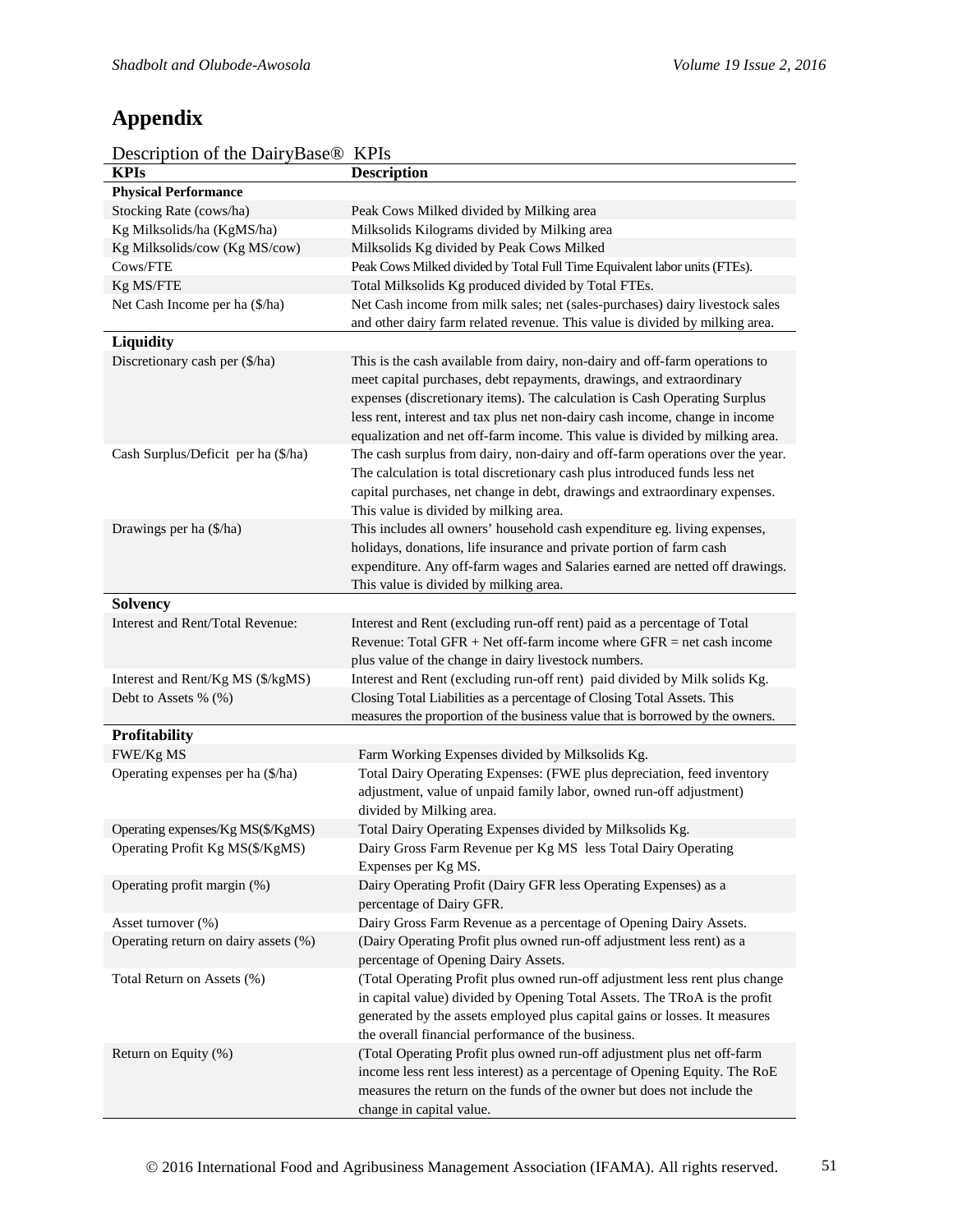# Appendix

Description of the DairyBase® KPIs

| KPIs | Description |
| --- | --- |
| **Physical Performance** | |
| Stocking Rate (cows/ha) | Peak Cows Milked divided by Milking area |
| Kg Milksolids/ha (KgMS/ha) | Milksolids Kilograms divided by Milking area |
| Kg Milksolids/cow (Kg MS/cow) | Milksolids Kg divided by Peak Cows Milked |
| Cows/FTE | Peak Cows Milked divided by Total Full Time Equivalent labor units (FTEs). |
| Kg MS/FTE | Total Milksolids Kg produced divided by Total FTEs. |
| Net Cash Income per ha ($/ha) | Net Cash income from milk sales; net (sales-purchases) dairy livestock sales and other dairy farm related revenue. This value is divided by milking area. |
| **Liquidity** | |
| Discretionary cash per ($/ha) | This is the cash available from dairy, non-dairy and off-farm operations to meet capital purchases, debt repayments, drawings, and extraordinary expenses (discretionary items). The calculation is Cash Operating Surplus less rent, interest and tax plus net non-dairy cash income, change in income equalization and net off-farm income. This value is divided by milking area. |
| Cash Surplus/Deficit per ha ($/ha) | The cash surplus from dairy, non-dairy and off-farm operations over the year. The calculation is total discretionary cash plus introduced funds less net capital purchases, net change in debt, drawings and extraordinary expenses. This value is divided by milking area. |
| Drawings per ha ($/ha) | This includes all owners' household cash expenditure eg. living expenses, holidays, donations, life insurance and private portion of farm cash expenditure. Any off-farm wages and Salaries earned are netted off drawings. This value is divided by milking area. |
| **Solvency** | |
| Interest and Rent/Total Revenue: | Interest and Rent (excluding run-off rent) paid as a percentage of Total Revenue: Total GFR + Net off-farm income where GFR = net cash income plus value of the change in dairy livestock numbers. |
| Interest and Rent/Kg MS ($/kgMS) | Interest and Rent (excluding run-off rent) paid divided by Milk solids Kg. |
| Debt to Assets % (%) | Closing Total Liabilities as a percentage of Closing Total Assets. This measures the proportion of the business value that is borrowed by the owners. |
| **Profitability** | |
| FWE/Kg MS | Farm Working Expenses divided by Milksolids Kg. |
| Operating expenses per ha ($/ha) | Total Dairy Operating Expenses: (FWE plus depreciation, feed inventory adjustment, value of unpaid family labor, owned run-off adjustment) divided by Milking area. |
| Operating expenses/Kg MS($/KgMS) | Total Dairy Operating Expenses divided by Milksolids Kg. |
| Operating Profit Kg MS($/KgMS) | Dairy Gross Farm Revenue per Kg MS less Total Dairy Operating Expenses per Kg MS. |
| Operating profit margin (%) | Dairy Operating Profit (Dairy GFR less Operating Expenses) as a percentage of Dairy GFR. |
| Asset turnover (%) | Dairy Gross Farm Revenue as a percentage of Opening Dairy Assets. |
| Operating return on dairy assets (%) | (Dairy Operating Profit plus owned run-off adjustment less rent) as a percentage of Opening Dairy Assets. |
| Total Return on Assets (%) | (Total Operating Profit plus owned run-off adjustment less rent plus change in capital value) divided by Opening Total Assets. The TRoA is the profit generated by the assets employed plus capital gains or losses. It measures the overall financial performance of the business. |
| Return on Equity (%) | (Total Operating Profit plus owned run-off adjustment plus net off-farm income less rent less interest) as a percentage of Opening Equity. The RoE measures the return on the funds of the owner but does not include the change in capital value. |

© 2016 International Food and Agribusiness Management Association (IFAMA). All rights reserved.